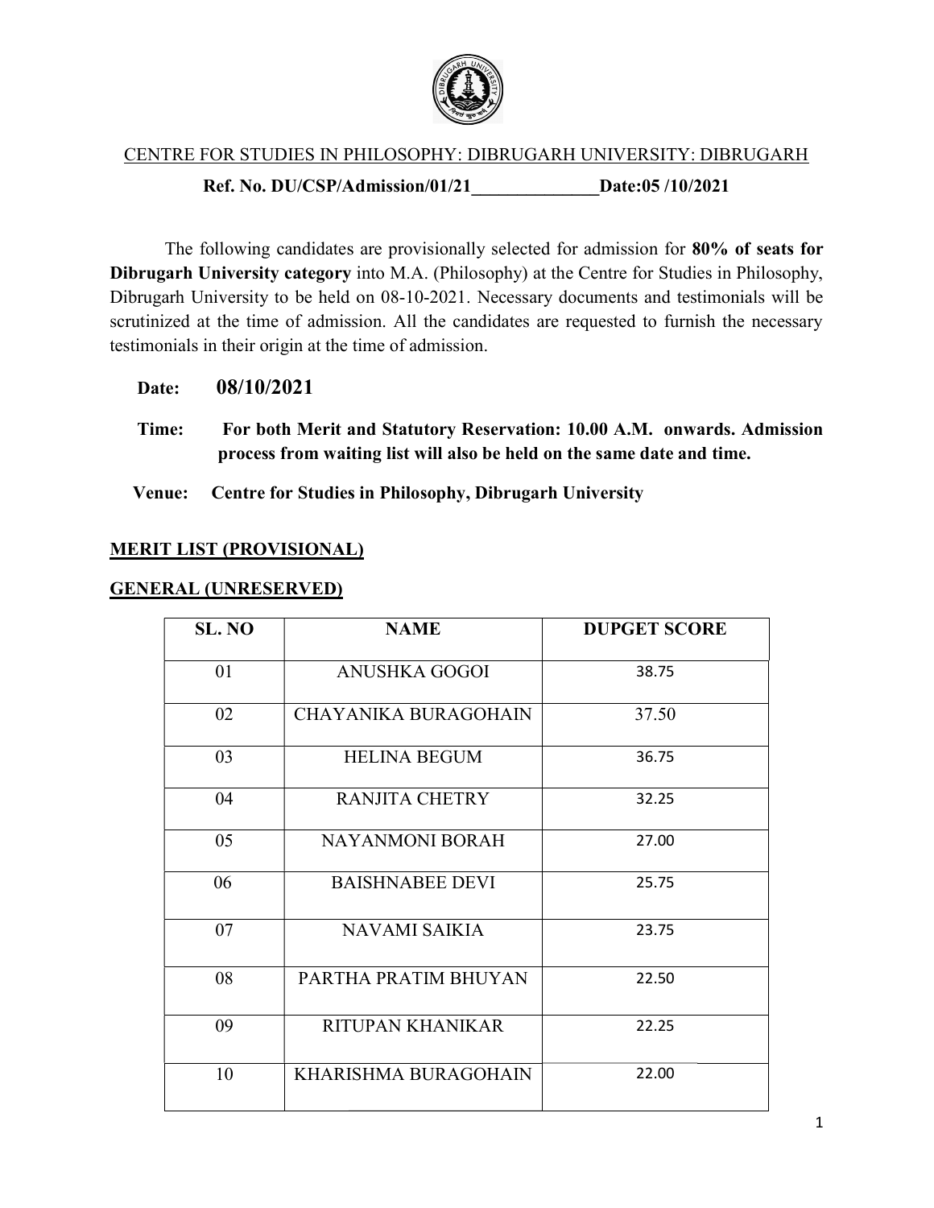CENTRE FOR STUDIES IN PHILOSOPHY: DIBRUGARH UNIVERSITY: DIBRUGARH

**Ref. No. DU/CSP/Admission/01/21______________Date:05 /10/2021**

The following candidates are provisionally selected for admission for **80% of seats for Dibrugarh University category** into M.A. (Philosophy) at the Centre for Studies in Philosophy, Dibrugarh University to be held on 08-10-2021. Necessary documents and testimonials will be scrutinized at the time of admission. All the candidates are requested to furnish the necessary testimonials in their origin at the time of admission.

**Date:** **08/10/2021**

**Time:** **For both Merit and Statutory Reservation: 10.00 A.M. onwards. Admission process from waiting list will also be held on the same date and time.**

**Venue:** **Centre for Studies in Philosophy, Dibrugarh University**

**MERIT LIST (PROVISIONAL)**

**GENERAL (UNRESERVED)**

| SL. NO | NAME | DUPGET SCORE |
|---|---|---|
| 01 | ANUSHKA GOGOI | 38.75 |
| 02 | CHAYANIKA BURAGOHAIN | 37.50 |
| 03 | HELINA BEGUM | 36.75 |
| 04 | RANJITA CHETRY | 32.25 |
| 05 | NAYANMONI BORAH | 27.00 |
| 06 | BAISHNABEE DEVI | 25.75 |
| 07 | NAVAMI SAIKIA | 23.75 |
| 08 | PARTHA PRATIM BHUYAN | 22.50 |
| 09 | RITUPAN KHANIKAR | 22.25 |
| 10 | KHARISHMA BURAGOHAIN | 22.00 |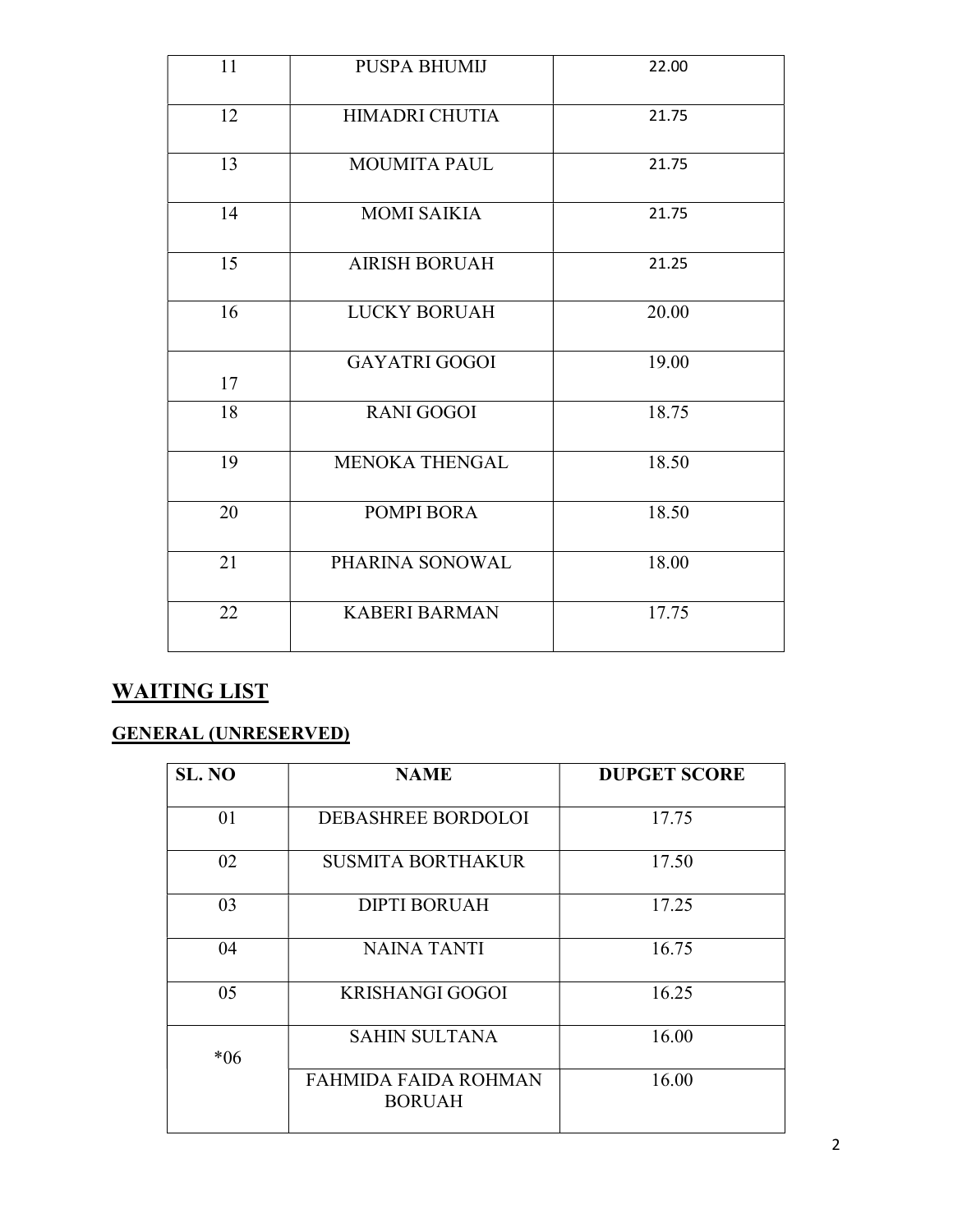| | | |
|---|---|---|
| 11 | PUSPA BHUMIJ | 22.00 |
| 12 | HIMADRI CHUTIA | 21.75 |
| 13 | MOUMITA PAUL | 21.75 |
| 14 | MOMI SAIKIA | 21.75 |
| 15 | AIRISH BORUAH | 21.25 |
| 16 | LUCKY BORUAH | 20.00 |
| 17 | GAYATRI GOGOI | 19.00 |
| 18 | RANI GOGOI | 18.75 |
| 19 | MENOKA THENGAL | 18.50 |
| 20 | POMPI BORA | 18.50 |
| 21 | PHARINA SONOWAL | 18.00 |
| 22 | KABERI BARMAN | 17.75 |

## WAITING LIST

### GENERAL (UNRESERVED)

| SL. NO | NAME | DUPGET SCORE |
|---|---|---|
| 01 | DEBASHREE BORDOLOI | 17.75 |
| 02 | SUSMITA BORTHAKUR | 17.50 |
| 03 | DIPTI BORUAH | 17.25 |
| 04 | NAINA TANTI | 16.75 |
| 05 | KRISHANGI GOGOI | 16.25 |
| *06 | SAHIN SULTANA | 16.00 |
| | FAHMIDA FAIDA ROHMAN BORUAH | 16.00 |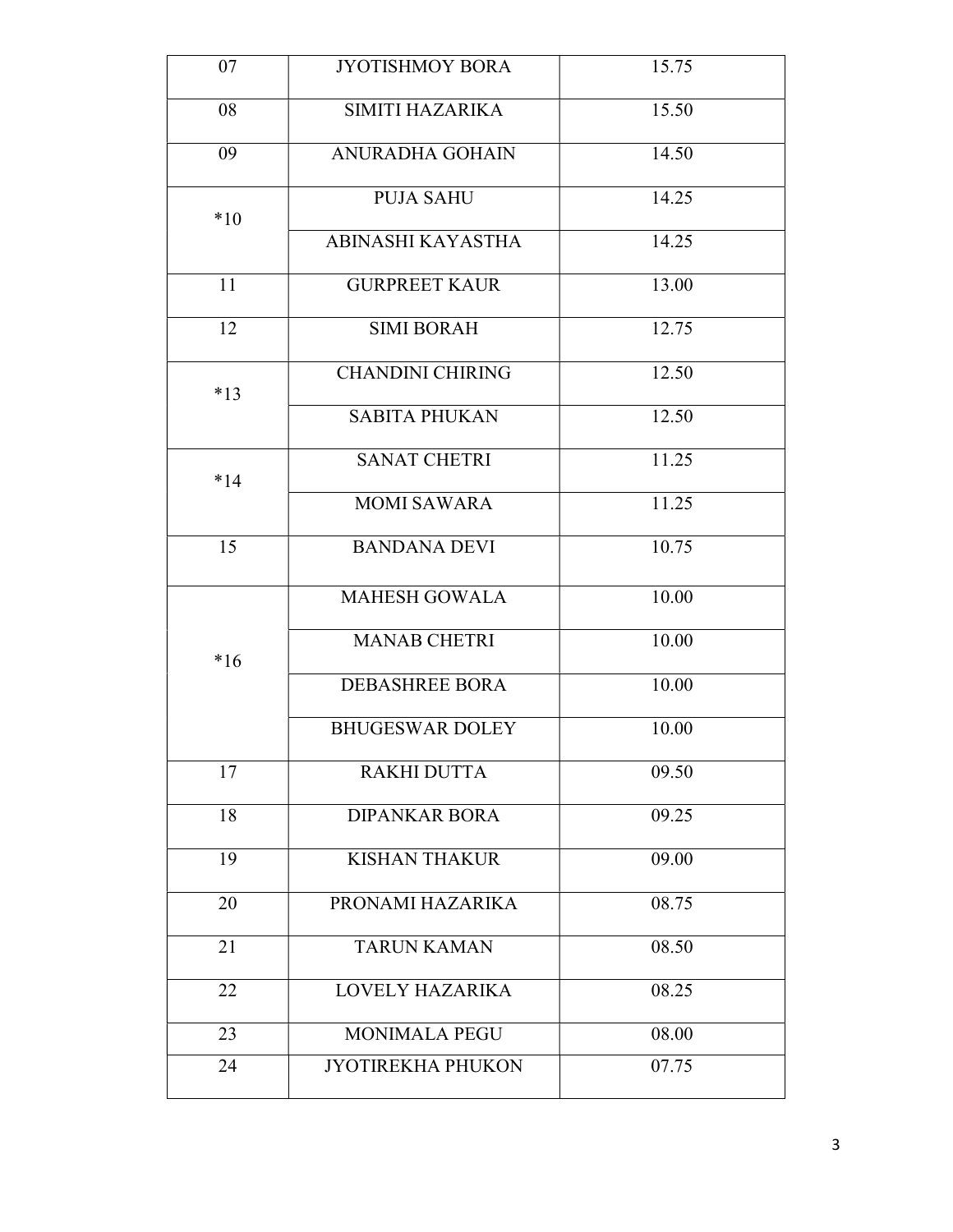| 07 | JYOTISHMOY BORA | 15.75 |
|---|---|---|
| 08 | SIMITI HAZARIKA | 15.50 |
| 09 | ANURADHA GOHAIN | 14.50 |
| *10 | PUJA SAHU | 14.25 |
| | ABINASHI KAYASTHA | 14.25 |
| 11 | GURPREET KAUR | 13.00 |
| 12 | SIMI BORAH | 12.75 |
| *13 | CHANDINI CHIRING | 12.50 |
| | SABITA PHUKAN | 12.50 |
| *14 | SANAT CHETRI | 11.25 |
| | MOMI SAWARA | 11.25 |
| 15 | BANDANA DEVI | 10.75 |
| *16 | MAHESH GOWALA | 10.00 |
| | MANAB CHETRI | 10.00 |
| | DEBASHREE BORA | 10.00 |
| | BHUGESWAR DOLEY | 10.00 |
| 17 | RAKHI DUTTA | 09.50 |
| 18 | DIPANKAR BORA | 09.25 |
| 19 | KISHAN THAKUR | 09.00 |
| 20 | PRONAMI HAZARIKA | 08.75 |
| 21 | TARUN KAMAN | 08.50 |
| 22 | LOVELY HAZARIKA | 08.25 |
| 23 | MONIMALA PEGU | 08.00 |
| 24 | JYOTIREKHA PHUKON | 07.75 |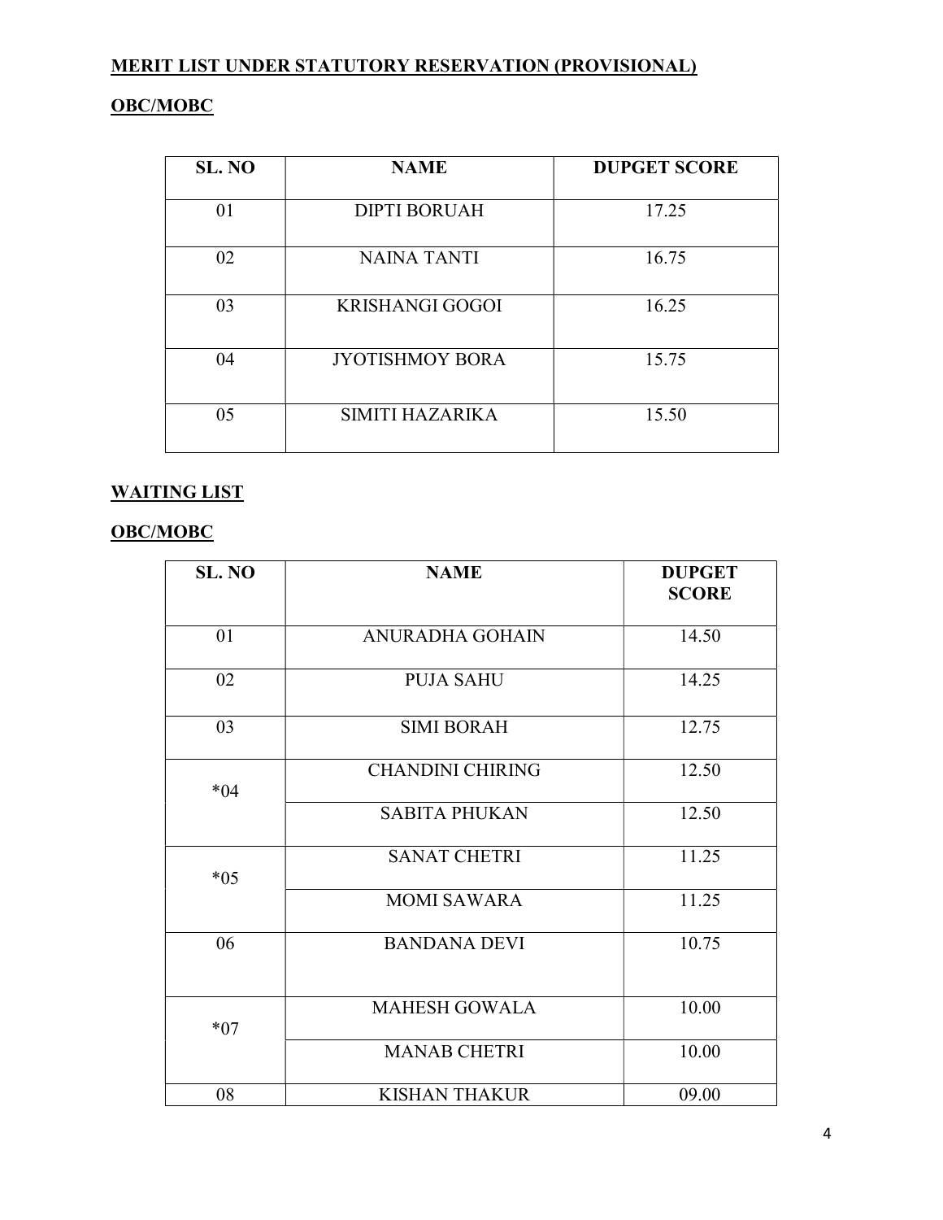**MERIT LIST UNDER STATUTORY RESERVATION (PROVISIONAL)**

**OBC/MOBC**

| SL. NO | NAME | DUPGET SCORE |
|---|---|---|
| 01 | DIPTI BORUAH | 17.25 |
| 02 | NAINA TANTI | 16.75 |
| 03 | KRISHANGI GOGOI | 16.25 |
| 04 | JYOTISHMOY BORA | 15.75 |
| 05 | SIMITI HAZARIKA | 15.50 |

**WAITING LIST**

**OBC/MOBC**

| SL. NO | NAME | DUPGET SCORE |
|---|---|---|
| 01 | ANURADHA GOHAIN | 14.50 |
| 02 | PUJA SAHU | 14.25 |
| 03 | SIMI BORAH | 12.75 |
| *04 | CHANDINI CHIRING | 12.50 |
| | SABITA PHUKAN | 12.50 |
| *05 | SANAT CHETRI | 11.25 |
| | MOMI SAWARA | 11.25 |
| 06 | BANDANA DEVI | 10.75 |
| *07 | MAHESH GOWALA | 10.00 |
| | MANAB CHETRI | 10.00 |
| 08 | KISHAN THAKUR | 09.00 |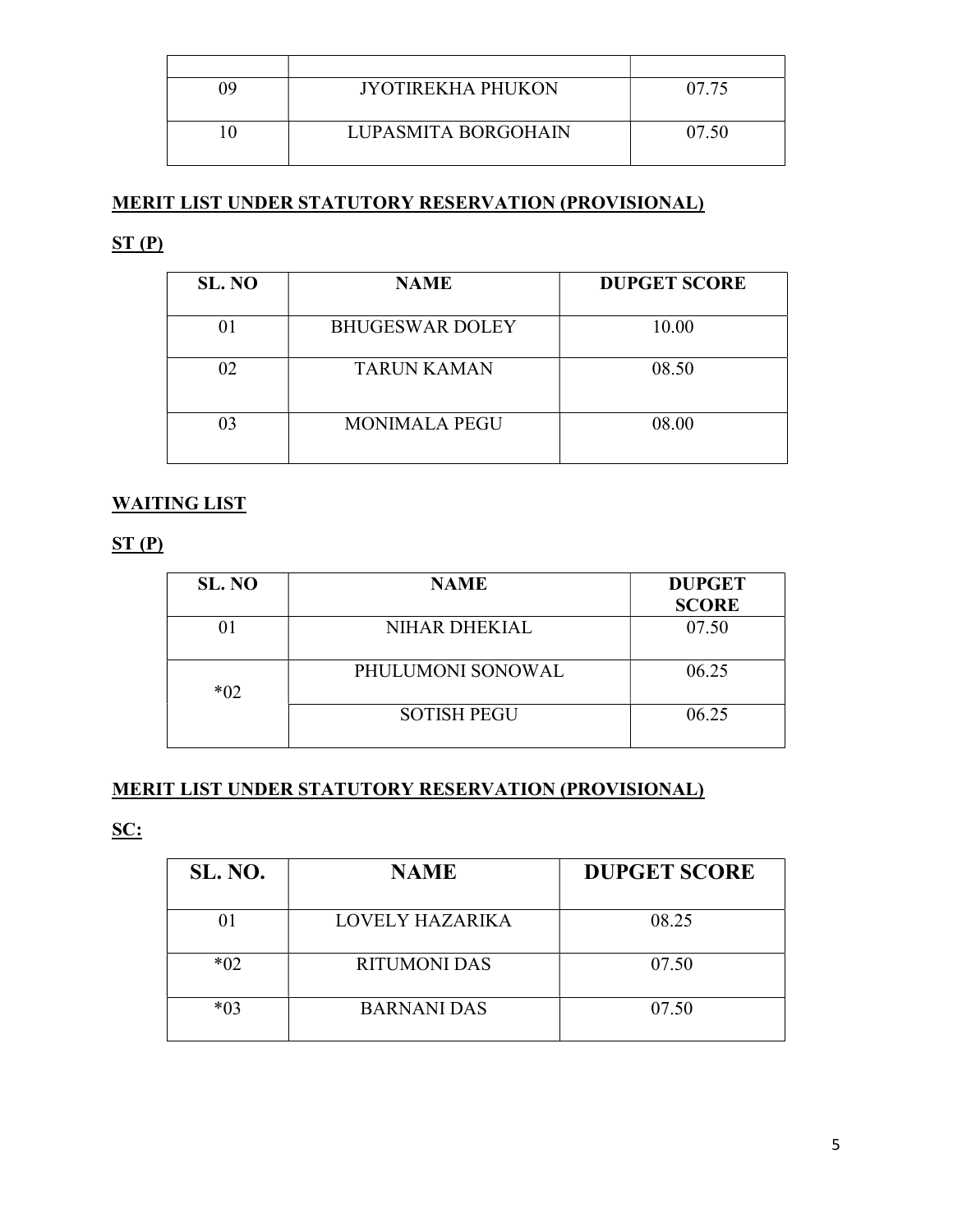| | | |
|---|---|---|
| 09 | JYOTIREKHA PHUKON | 07.75 |
| 10 | LUPASMITA BORGOHAIN | 07.50 |

**MERIT LIST UNDER STATUTORY RESERVATION (PROVISIONAL)**

**ST (P)**

| SL. NO | NAME | DUPGET SCORE |
|---|---|---|
| 01 | BHUGESWAR DOLEY | 10.00 |
| 02 | TARUN KAMAN | 08.50 |
| 03 | MONIMALA PEGU | 08.00 |

**WAITING LIST**

**ST (P)**

| SL. NO | NAME | DUPGET SCORE |
|---|---|---|
| 01 | NIHAR DHEKIAL | 07.50 |
| *02 | PHULUMONI SONOWAL | 06.25 |
| | SOTISH PEGU | 06.25 |

**MERIT LIST UNDER STATUTORY RESERVATION (PROVISIONAL)**

**SC:**

| SL. NO. | NAME | DUPGET SCORE |
|---|---|---|
| 01 | LOVELY HAZARIKA | 08.25 |
| *02 | RITUMONI DAS | 07.50 |
| *03 | BARNANI DAS | 07.50 |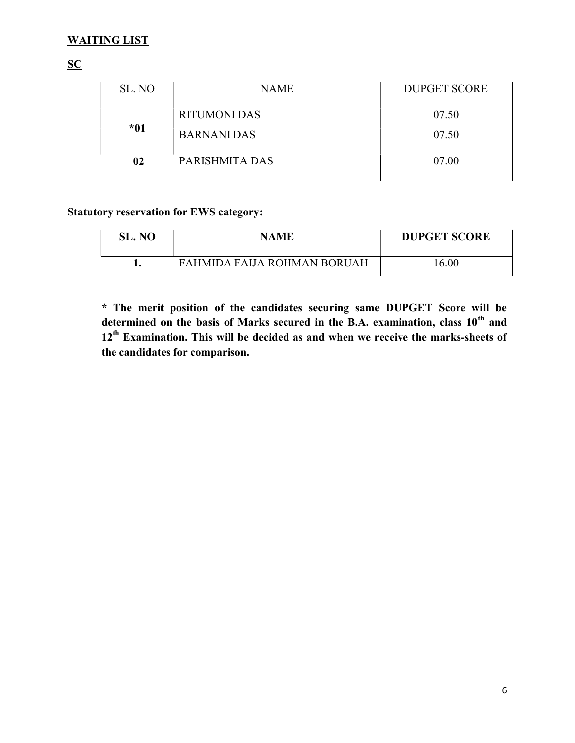**WAITING LIST**

**SC**

| SL. NO | NAME | DUPGET SCORE |
|---|---|---|
| *01 | RITUMONI DAS | 07.50 |
| | BARNANI DAS | 07.50 |
| 02 | PARISHMITA DAS | 07.00 |

**Statutory reservation for EWS category:**

| SL. NO | NAME | DUPGET SCORE |
|---|---|---|
| 1. | FAHMIDA FAIJA ROHMAN BORUAH | 16.00 |

**\* The merit position of the candidates securing same DUPGET Score will be determined on the basis of Marks secured in the B.A. examination, class 10th and 12th Examination. This will be decided as and when we receive the marks-sheets of the candidates for comparison.**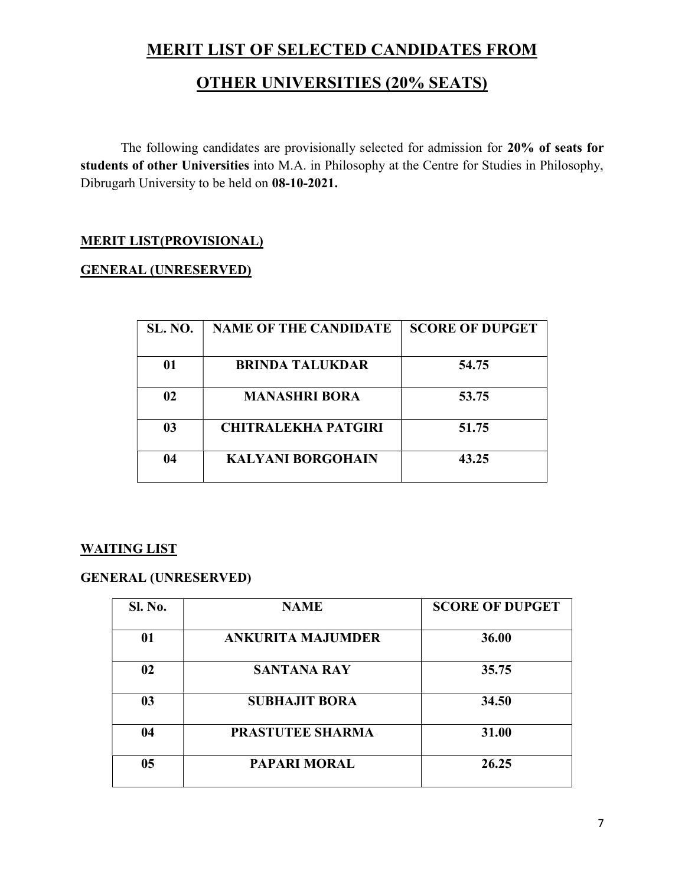# MERIT LIST OF SELECTED CANDIDATES FROM OTHER UNIVERSITIES (20% SEATS)

The following candidates are provisionally selected for admission for **20% of seats for students of other Universities** into M.A. in Philosophy at the Centre for Studies in Philosophy, Dibrugarh University to be held on **08-10-2021.**

## MERIT LIST(PROVISIONAL)

### GENERAL (UNRESERVED)

| SL. NO. | NAME OF THE CANDIDATE | SCORE OF DUPGET |
|---|---|---|
| 01 | BRINDA TALUKDAR | 54.75 |
| 02 | MANASHRI BORA | 53.75 |
| 03 | CHITRALEKHA PATGIRI | 51.75 |
| 04 | KALYANI BORGOHAIN | 43.25 |

## WAITING LIST

### GENERAL (UNRESERVED)

| Sl. No. | NAME | SCORE OF DUPGET |
|---|---|---|
| 01 | ANKURITA MAJUMDER | 36.00 |
| 02 | SANTANA RAY | 35.75 |
| 03 | SUBHAJIT BORA | 34.50 |
| 04 | PRASTUTEE SHARMA | 31.00 |
| 05 | PAPARI MORAL | 26.25 |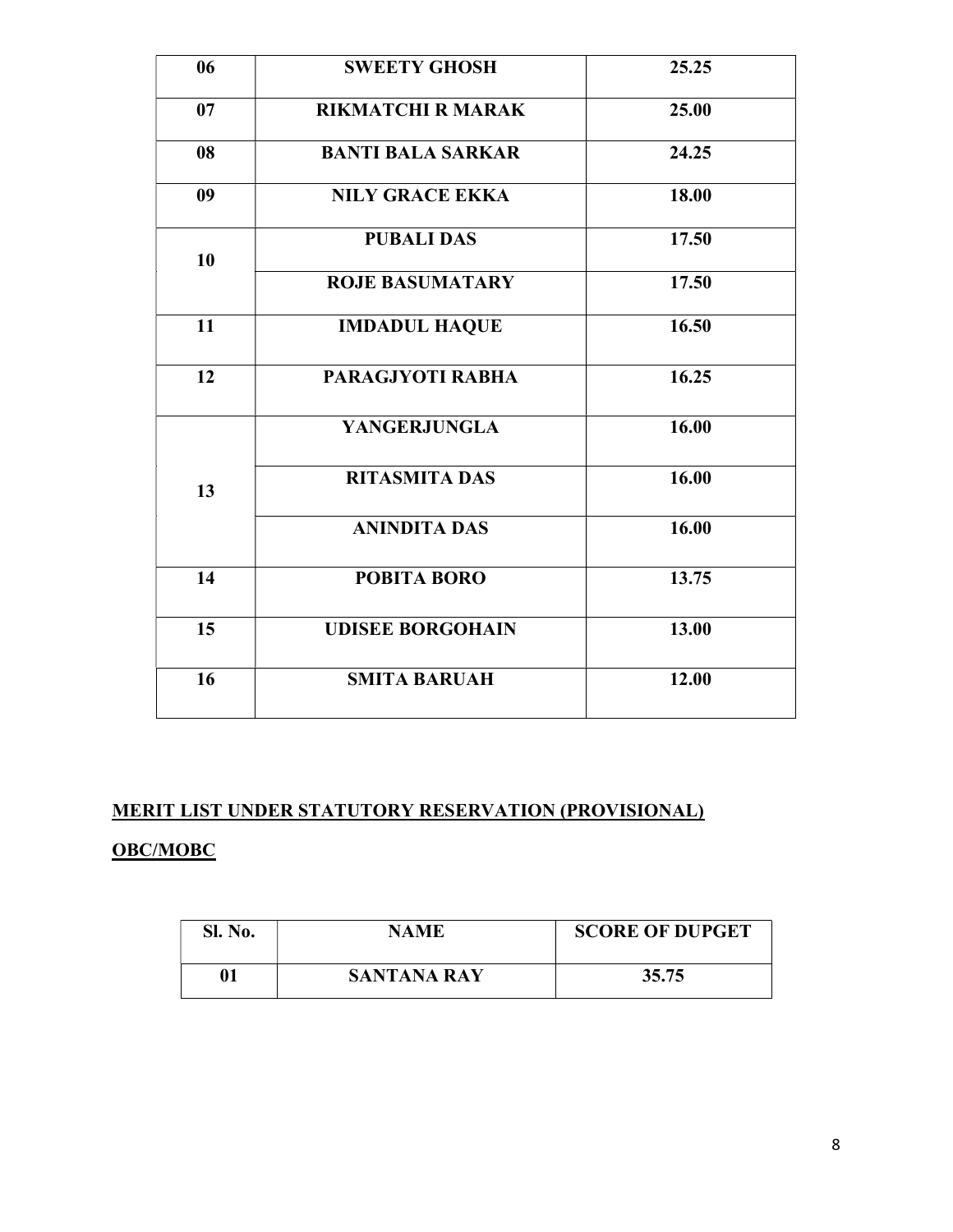| 06 | SWEETY GHOSH | 25.25 |
|---|---|---|
| 07 | RIKMATCHI R MARAK | 25.00 |
| 08 | BANTI BALA SARKAR | 24.25 |
| 09 | NILY GRACE EKKA | 18.00 |
| 10 | PUBALI DAS | 17.50 |
| | ROJE BASUMATARY | 17.50 |
| 11 | IMDADUL HAQUE | 16.50 |
| 12 | PARAGJYOTI RABHA | 16.25 |
| 13 | YANGERJUNGLA | 16.00 |
| | RITASMITA DAS | 16.00 |
| | ANINDITA DAS | 16.00 |
| 14 | POBITA BORO | 13.75 |
| 15 | UDISEE BORGOHAIN | 13.00 |
| 16 | SMITA BARUAH | 12.00 |

**MERIT LIST UNDER STATUTORY RESERVATION (PROVISIONAL)**

**OBC/MOBC**

| Sl. No. | NAME | SCORE OF DUPGET |
|---|---|---|
| 01 | SANTANA RAY | 35.75 |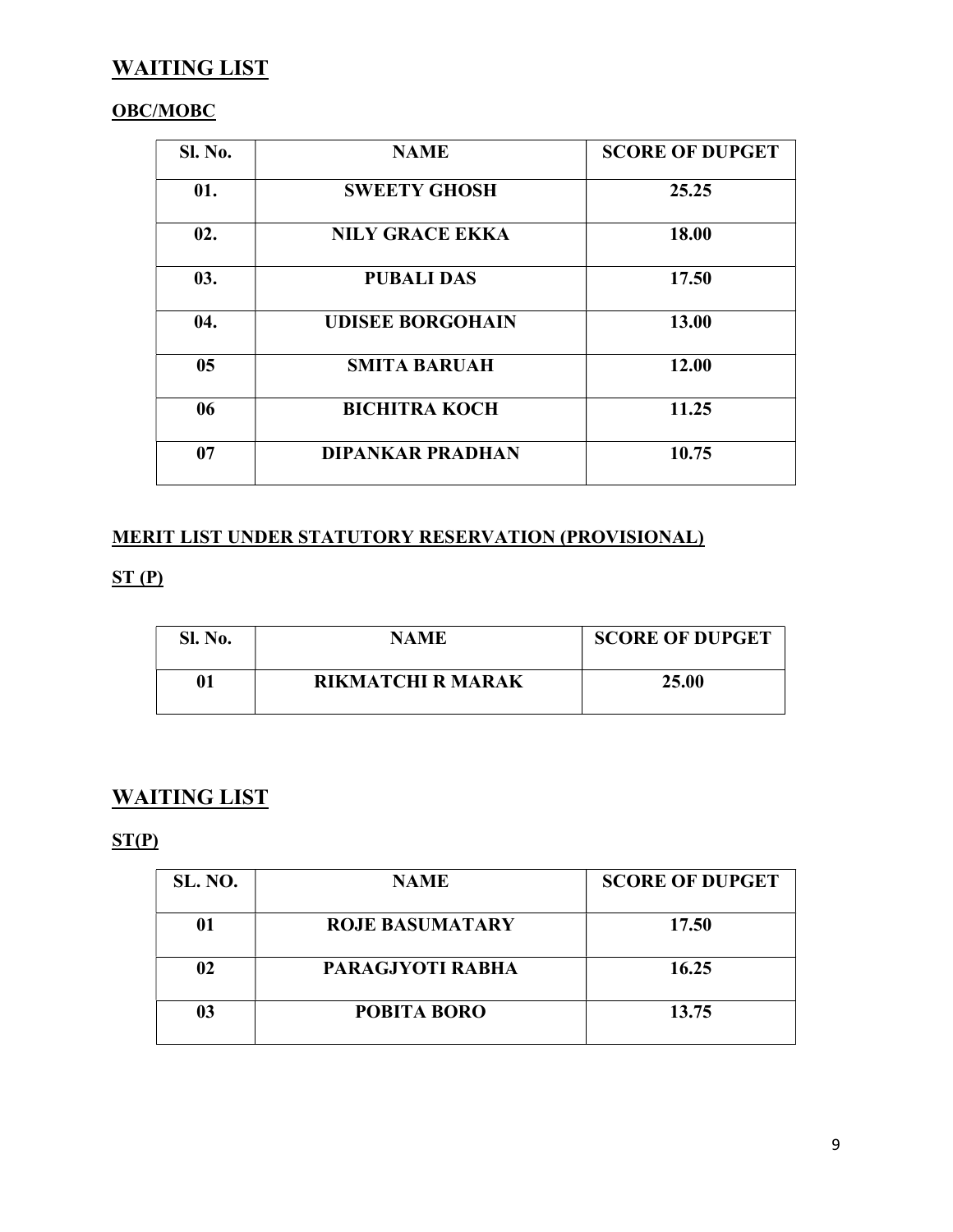## WAITING LIST

**OBC/MOBC**

| Sl. No. | NAME | SCORE OF DUPGET |
|---|---|---|
| 01. | SWEETY GHOSH | 25.25 |
| 02. | NILY GRACE EKKA | 18.00 |
| 03. | PUBALI DAS | 17.50 |
| 04. | UDISEE BORGOHAIN | 13.00 |
| 05 | SMITA BARUAH | 12.00 |
| 06 | BICHITRA KOCH | 11.25 |
| 07 | DIPANKAR PRADHAN | 10.75 |

**MERIT LIST UNDER STATUTORY RESERVATION (PROVISIONAL)**

**ST (P)**

| Sl. No. | NAME | SCORE OF DUPGET |
|---|---|---|
| 01 | RIKMATCHI R MARAK | 25.00 |

## WAITING LIST

**ST(P)**

| SL. NO. | NAME | SCORE OF DUPGET |
|---|---|---|
| 01 | ROJE BASUMATARY | 17.50 |
| 02 | PARAGJYOTI RABHA | 16.25 |
| 03 | POBITA BORO | 13.75 |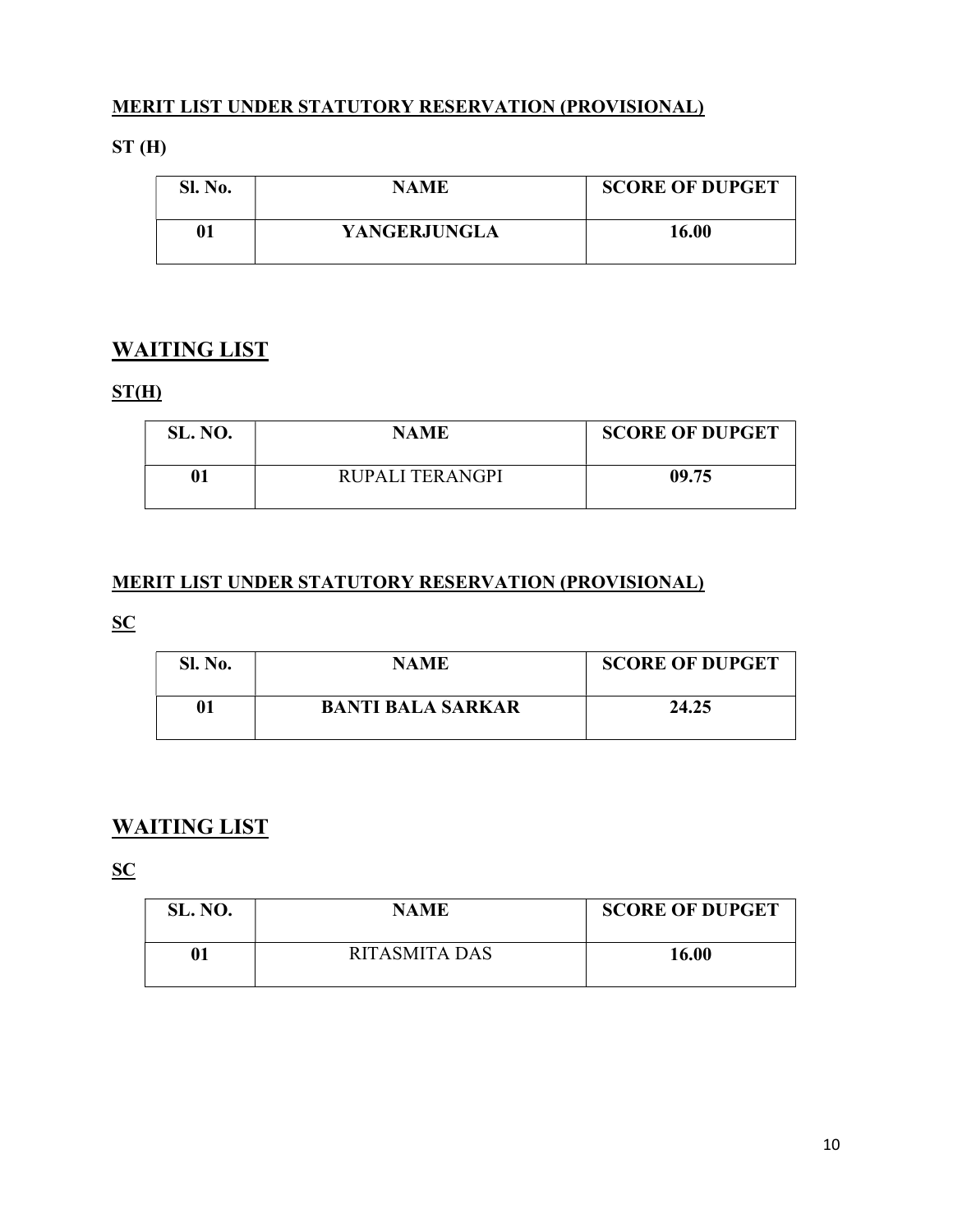**MERIT LIST UNDER STATUTORY RESERVATION (PROVISIONAL)**

**ST (H)**

| Sl. No. | NAME | SCORE OF DUPGET |
|---|---|---|
| **01** | **YANGERJUNGLA** | **16.00** |

## WAITING LIST

**ST(H)**

| SL. NO. | NAME | SCORE OF DUPGET |
|---|---|---|
| **01** | RUPALI TERANGPI | **09.75** |

**MERIT LIST UNDER STATUTORY RESERVATION (PROVISIONAL)**

**SC**

| Sl. No. | NAME | SCORE OF DUPGET |
|---|---|---|
| **01** | **BANTI BALA SARKAR** | **24.25** |

## WAITING LIST

**SC**

| SL. NO. | NAME | SCORE OF DUPGET |
|---|---|---|
| **01** | RITASMITA DAS | **16.00** |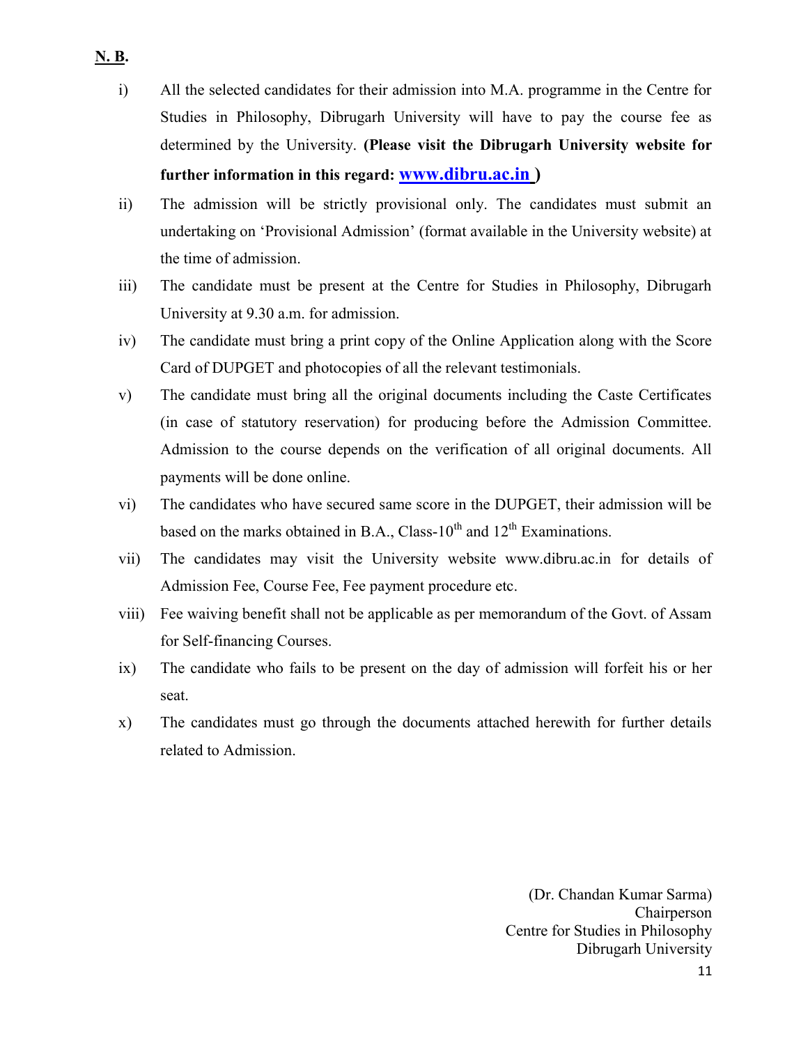**N. B.**

i) All the selected candidates for their admission into M.A. programme in the Centre for Studies in Philosophy, Dibrugarh University will have to pay the course fee as determined by the University. **(Please visit the Dibrugarh University website for further information in this regard: [www.dibru.ac.in](http://www.dibru.ac.in) )**

ii) The admission will be strictly provisional only. The candidates must submit an undertaking on 'Provisional Admission' (format available in the University website) at the time of admission.

iii) The candidate must be present at the Centre for Studies in Philosophy, Dibrugarh University at 9.30 a.m. for admission.

iv) The candidate must bring a print copy of the Online Application along with the Score Card of DUPGET and photocopies of all the relevant testimonials.

v) The candidate must bring all the original documents including the Caste Certificates (in case of statutory reservation) for producing before the Admission Committee. Admission to the course depends on the verification of all original documents. All payments will be done online.

vi) The candidates who have secured same score in the DUPGET, their admission will be based on the marks obtained in B.A., Class-10th and 12th Examinations.

vii) The candidates may visit the University website www.dibru.ac.in for details of Admission Fee, Course Fee, Fee payment procedure etc.

viii) Fee waiving benefit shall not be applicable as per memorandum of the Govt. of Assam for Self-financing Courses.

ix) The candidate who fails to be present on the day of admission will forfeit his or her seat.

x) The candidates must go through the documents attached herewith for further details related to Admission.

(Dr. Chandan Kumar Sarma)
Chairperson
Centre for Studies in Philosophy
Dibrugarh University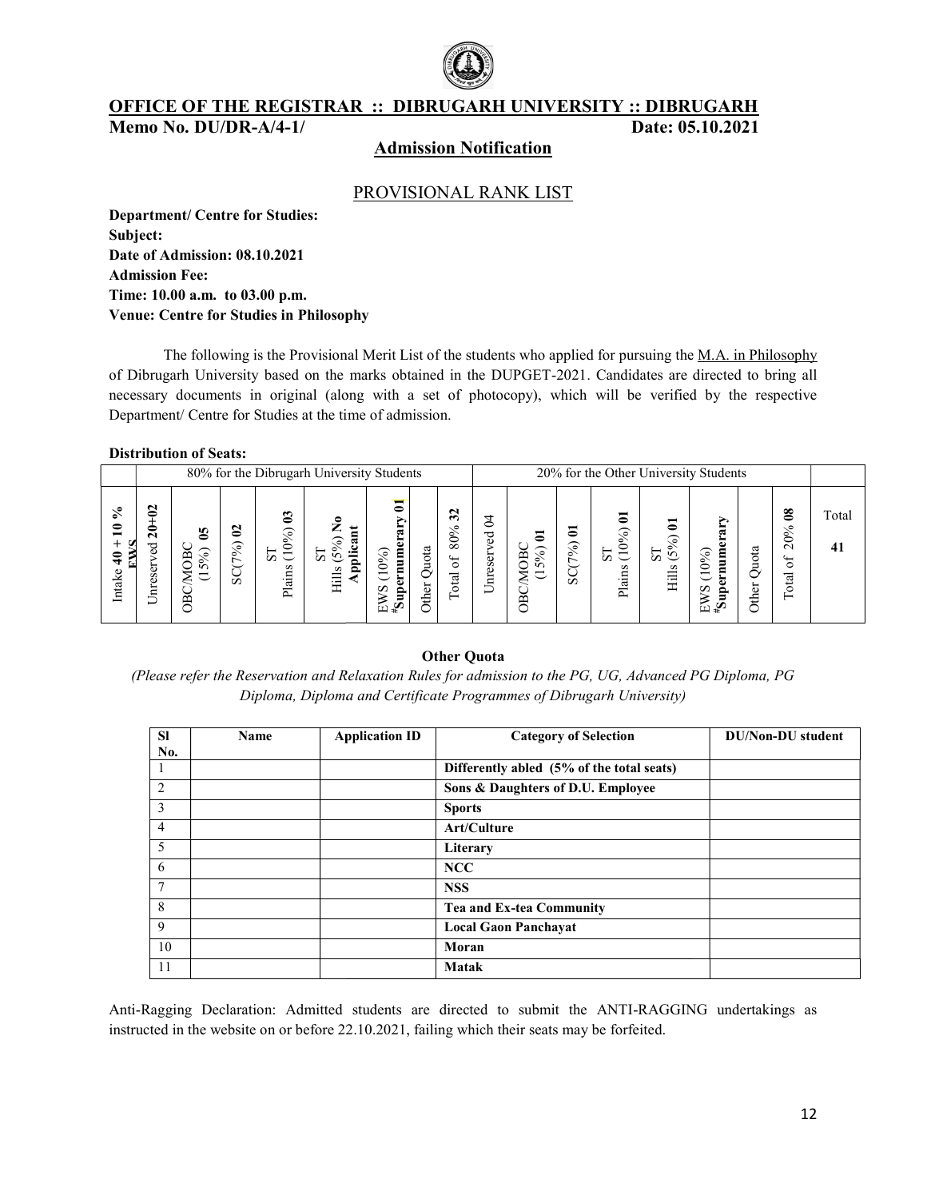## OFFICE OF THE REGISTRAR :: DIBRUGARH UNIVERSITY :: DIBRUGARH

**Memo No. DU/DR-A/4-1/** **Date: 05.10.2021**

### Admission Notification

### PROVISIONAL RANK LIST

**Department/ Centre for Studies:**
**Subject:**
**Date of Admission: 08.10.2021**
**Admission Fee:**
**Time: 10.00 a.m. to 03.00 p.m.**
**Venue: Centre for Studies in Philosophy**

The following is the Provisional Merit List of the students who applied for pursuing the M.A. in Philosophy of Dibrugarh University based on the marks obtained in the DUPGET-2021. Candidates are directed to bring all necessary documents in original (along with a set of photocopy), which will be verified by the respective Department/ Centre for Studies at the time of admission.

**Distribution of Seats:**

| | 80% for the Dibrugarh University Students | | | | | | | | 20% for the Other University Students | | | | | | | | |
|---|---|---|---|---|---|---|---|---|---|---|---|---|---|---|---|---|---|
| Intake **40 + 10 % EWS** | Unreserved **20+02** | OBC/MOBC (15%) **05** | SC(7%) **02** | ST Plains (10%) **03** | ST Hills (5%) **No Applicant** | EWS (10%) **#Supernumerary 01** | Other Quota | Total of 80% **32** | Unreserved 04 | OBC/MOBC (15%) **01** | SC(7%) **01** | ST Plains (10%) **01** | ST Hills (5%) **01** | EWS (10%) **#Supernumerary** | Other Quota | Total of 20% **08** | Total **41** |

**Other Quota**

*(Please refer the Reservation and Relaxation Rules for admission to the PG, UG, Advanced PG Diploma, PG Diploma, Diploma and Certificate Programmes of Dibrugarh University)*

| Sl No. | Name | Application ID | Category of Selection | DU/Non-DU student |
|---|---|---|---|---|
| 1 | | | **Differently abled (5% of the total seats)** | |
| 2 | | | **Sons & Daughters of D.U. Employee** | |
| 3 | | | **Sports** | |
| 4 | | | **Art/Culture** | |
| 5 | | | **Literary** | |
| 6 | | | **NCC** | |
| 7 | | | **NSS** | |
| 8 | | | **Tea and Ex-tea Community** | |
| 9 | | | **Local Gaon Panchayat** | |
| 10 | | | **Moran** | |
| 11 | | | **Matak** | |

Anti-Ragging Declaration: Admitted students are directed to submit the ANTI-RAGGING undertakings as instructed in the website on or before 22.10.2021, failing which their seats may be forfeited.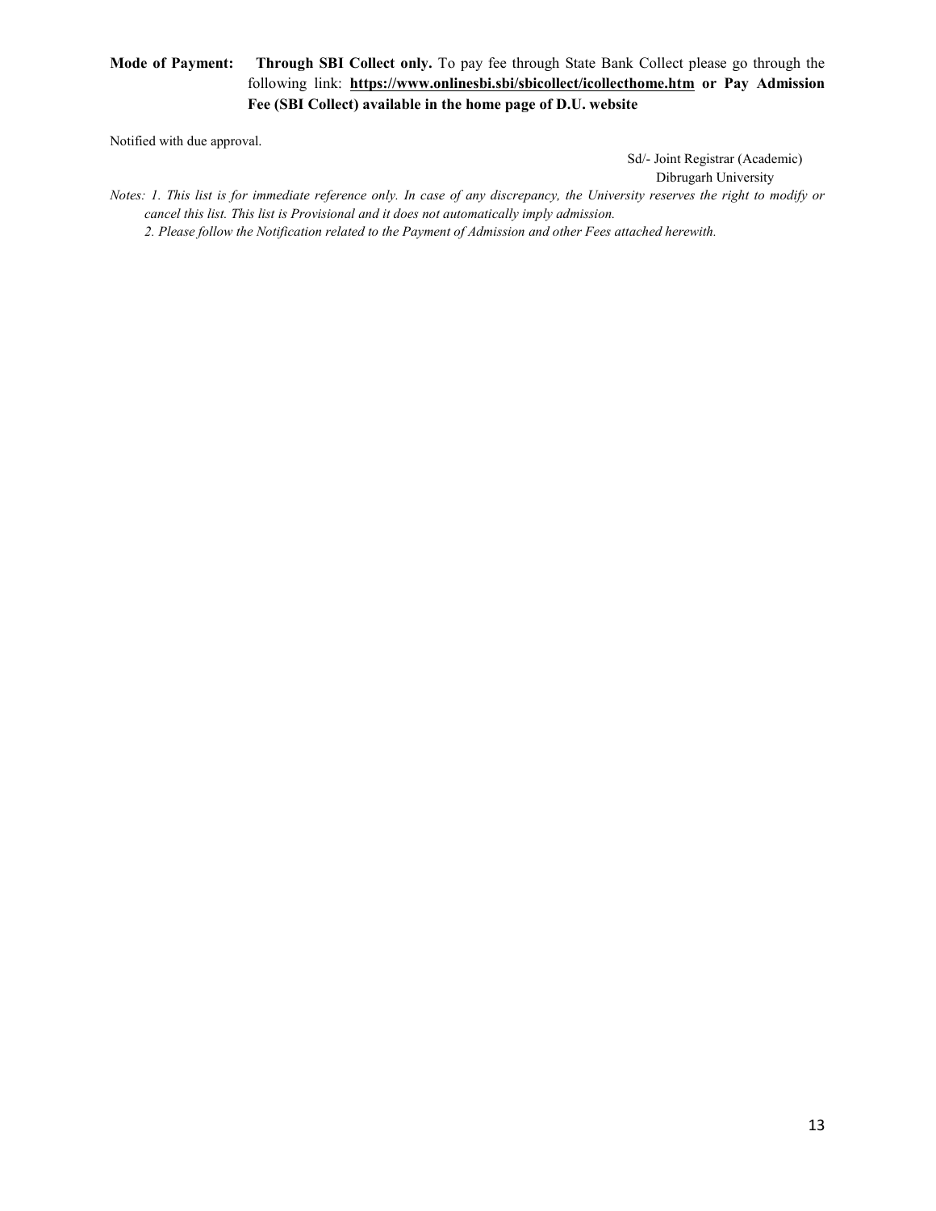**Mode of Payment:** **Through SBI Collect only.** To pay fee through State Bank Collect please go through the following link: **https://www.onlinesbi.sbi/sbicollect/icollecthome.htm or Pay Admission Fee (SBI Collect) available in the home page of D.U. website**

Notified with due approval.

Sd/- Joint Registrar (Academic)
Dibrugarh University

*Notes: 1. This list is for immediate reference only. In case of any discrepancy, the University reserves the right to modify or cancel this list. This list is Provisional and it does not automatically imply admission.*

*2. Please follow the Notification related to the Payment of Admission and other Fees attached herewith.*